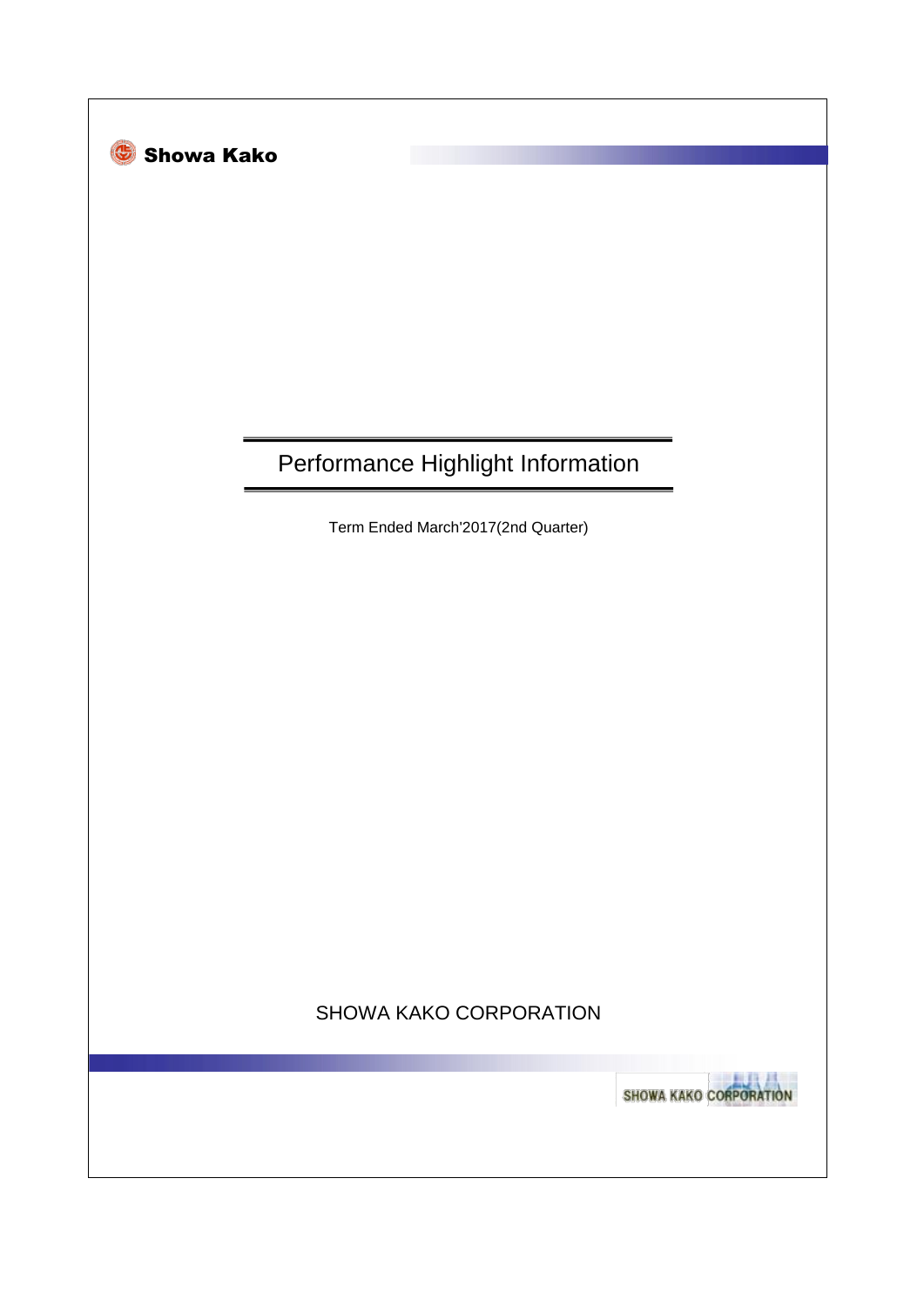Showa Kako

# Performance Highlight Information

Term Ended March'2017(2nd Quarter)

SHOWA KAKO CORPORATION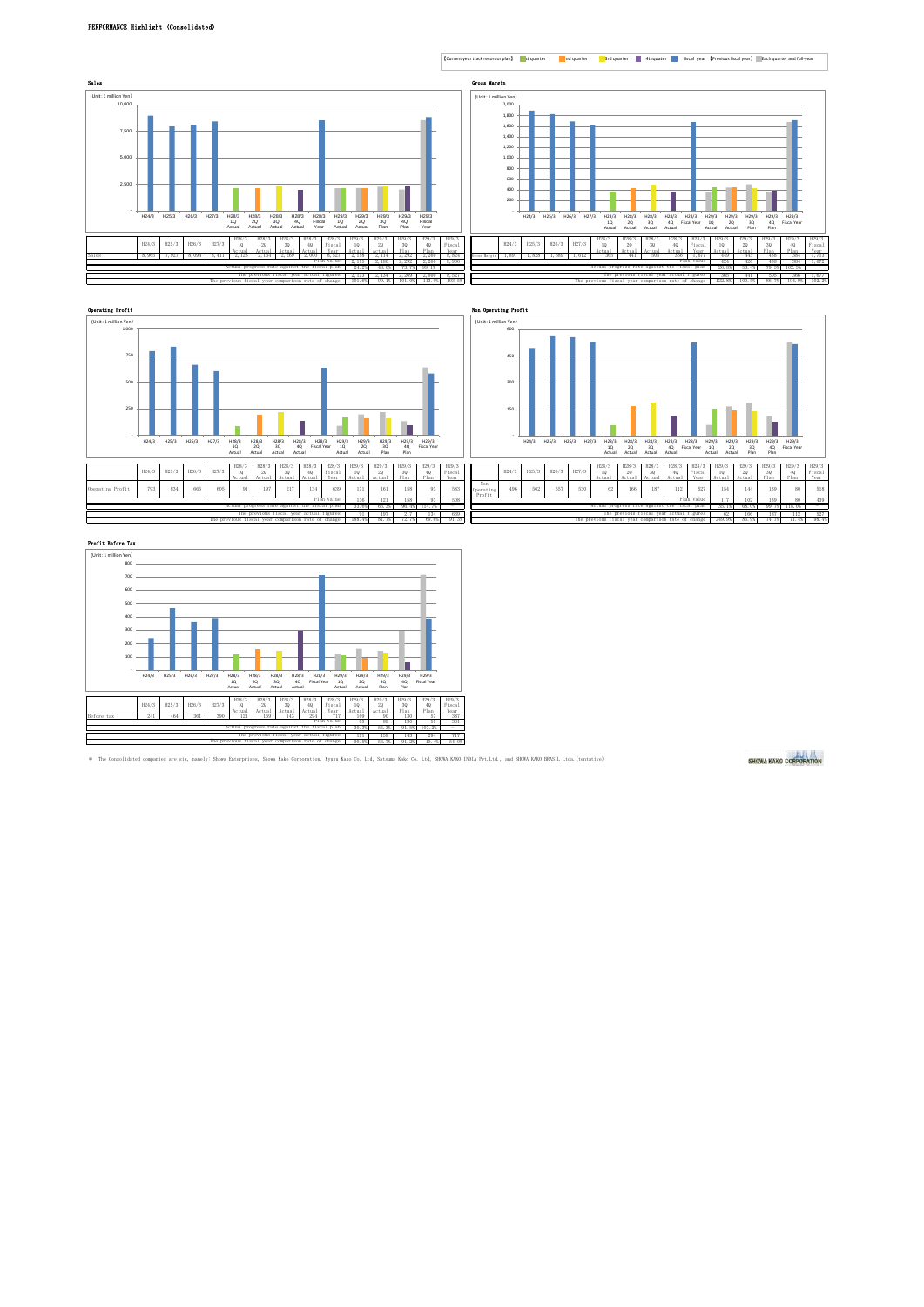# PERFORMANCE Highlight (Consolidated)

【Current year track record or plan】 1st quarter 2nd quarter 3rd quarter 4th quarter fiscal year 【Previous fiscal year】 Each quarter and full-year

## Sales

(Unit: 1 million Yen)

| | H24/3 | H25/3 | H26/3 | H27/3 | H28/3 1Q Actual | H28/3 2Q Actual | H28/3 3Q Actual | H28/3 4Q Actual | H28/3 Fiscal Year | H29/3 1Q Actual | H29/3 2Q Actual | H29/3 3Q Plan | H29/3 4Q Plan | H29/3 Fiscal Year |
|---|---|---|---|---|---|---|---|---|---|---|---|---|---|---|
| Sales | 8,965 | 7,927 | 8,094 | 8,411 | 2,123 | 2,134 | 2,269 | 2,000 | 8,527 | 2,158 | 2,114 | 2,292 | 2,260 | 8,824 |
| | | | | | | | | | Plan value | 2,275 | 2,180 | 2,292 | 2,260 | 8,906 |
| | | | | | | | | | Actual progress rate against the fiscal plan | 24.2% | 48.0% | 73.7% | 99.1% | |
| | | | | | | | | | The previous fiscal year actual figures | 2,123 | 2,134 | 2,269 | 2,000 | 8,527 |
| | | | | | | | | | The previous fiscal year comparison rate of change | 101.6% | 99.1% | 101.0% | 113.0% | 103.5% |

## Gross Margin

(Unit: 1 million Yen)

| | H24/3 | H25/3 | H26/3 | H27/3 | H28/3 1Q Actual | H28/3 2Q Actual | H28/3 3Q Actual | H28/3 4Q Actual | H28/3 Fiscal Year | H29/3 1Q Actual | H29/3 2Q Actual | H29/3 3Q Plan | H29/3 4Q Plan | H29/3 Fiscal Year |
|---|---|---|---|---|---|---|---|---|---|---|---|---|---|---|
| Gross Margin | 1,891 | 1,828 | 1,689 | 1,612 | 365 | 441 | 505 | 366 | 1,677 | 449 | 443 | 439 | 384 | 1,715 |
| | | | | | | | | | Plan value | 424 | 426 | 439 | 384 | 1,673 |
| | | | | | | | | | Actual progress rate against the fiscal plan | 26.8% | 53.3% | 79.5% | 102.5% | |
| | | | | | | | | | The previous fiscal year actual figures | 365 | 441 | 505 | 366 | 1,677 |
| | | | | | | | | | The previous fiscal year comparison rate of change | 122.8% | 100.5% | 86.7% | 104.9% | 102.2% |

## Operating Profit

(Unit: 1 million Yen)

| | H24/3 | H25/3 | H26/3 | H27/3 | H28/3 1Q Actual | H28/3 2Q Actual | H28/3 3Q Actual | H28/3 4Q Actual | H28/3 Fiscal Year | H29/3 1Q Actual | H29/3 2Q Actual | H29/3 3Q Plan | H29/3 4Q Plan | H29/3 Fiscal Year |
|---|---|---|---|---|---|---|---|---|---|---|---|---|---|---|
| Operating Profit | 793 | 834 | 665 | 600 | 91 | 197 | 217 | 134 | 639 | 171 | 161 | 158 | 93 | 583 |
| | | | | | | | | | Plan value | 136 | 121 | 158 | 93 | 508 |
| | | | | | | | | | Actual progress rate against the fiscal plan | 33.6% | 65.3% | 96.4% | 114.7% | |
| | | | | | | | | | The previous fiscal year actual figures | 91 | 197 | 217 | 134 | 639 |
| | | | | | | | | | The previous fiscal year comparison rate of change | 186.8% | 81.7% | 72.7% | 69.4% | 91.2% |

## Non Operating Profit

(Unit: 1 million Yen)

| | H24/3 | H25/3 | H26/3 | H27/3 | H28/3 1Q Actual | H28/3 2Q Actual | H28/3 3Q Actual | H28/3 4Q Actual | H28/3 Fiscal Year | H29/3 1Q Actual | H29/3 2Q Actual | H29/3 3Q Plan | H29/3 4Q Plan | H29/3 Fiscal Year |
|---|---|---|---|---|---|---|---|---|---|---|---|---|---|---|
| Non Operating Profit | 496 | 562 | 557 | 530 | 62 | 166 | 187 | 112 | 527 | 154 | 144 | 139 | 80 | 518 |
| | | | | | | | | | Plan value | 117 | 102 | 139 | 80 | 439 |
| | | | | | | | | | Actual progress rate against the fiscal plan | 35.1% | 68.0% | 99.7% | 118.0% | |
| | | | | | | | | | The previous fiscal year actual figures | 62 | 166 | 187 | 112 | 527 |
| | | | | | | | | | The previous fiscal year comparison rate of change | 250.9% | 86.9% | 74.7% | 71.4% | 98.4% |

## Profit Before Tax

(Unit: 1 million Yen)

| | H24/3 | H25/3 | H26/3 | H27/3 | H28/3 1Q Actual | H28/3 2Q Actual | H28/3 3Q Actual | H28/3 4Q Actual | H28/3 Fiscal Year | H29/3 1Q Actual | H29/3 2Q Actual | H29/3 3Q Plan | H29/3 4Q Plan | H29/3 Fiscal Year |
|---|---|---|---|---|---|---|---|---|---|---|---|---|---|---|
| Before tax | 231 | 464 | 361 | 390 | 121 | 159 | 143 | 294 | 717 | 109 | 90 | 130 | 57 | 387 |
| | | | | | | | | | Plan value | 83 | 88 | 130 | 57 | 361 |
| | | | | | | | | | Actual progress rate against the fiscal plan | 30.3% | 55.3% | 91.0% | 107.2% | |
| | | | | | | | | | The previous fiscal year actual figures | 121 | 159 | 143 | 294 | 717 |
| | | | | | | | | | The previous fiscal year comparison rate of change | 90.3% | 56.7% | 91.2% | 19.4% | 54.0% |

※ The Consolidated companies are six, namely: Showa Enterprises, Showa Kako Corporation, Kyuzu Kako Co. Ltd, Natsuma Kako Co. Ltd, SHOWA KAKO INDIA Pvt.Ltd., and SHOWA KAKO BRASIL Ltda.(tentative)

SHOWA KAKO CORPORATION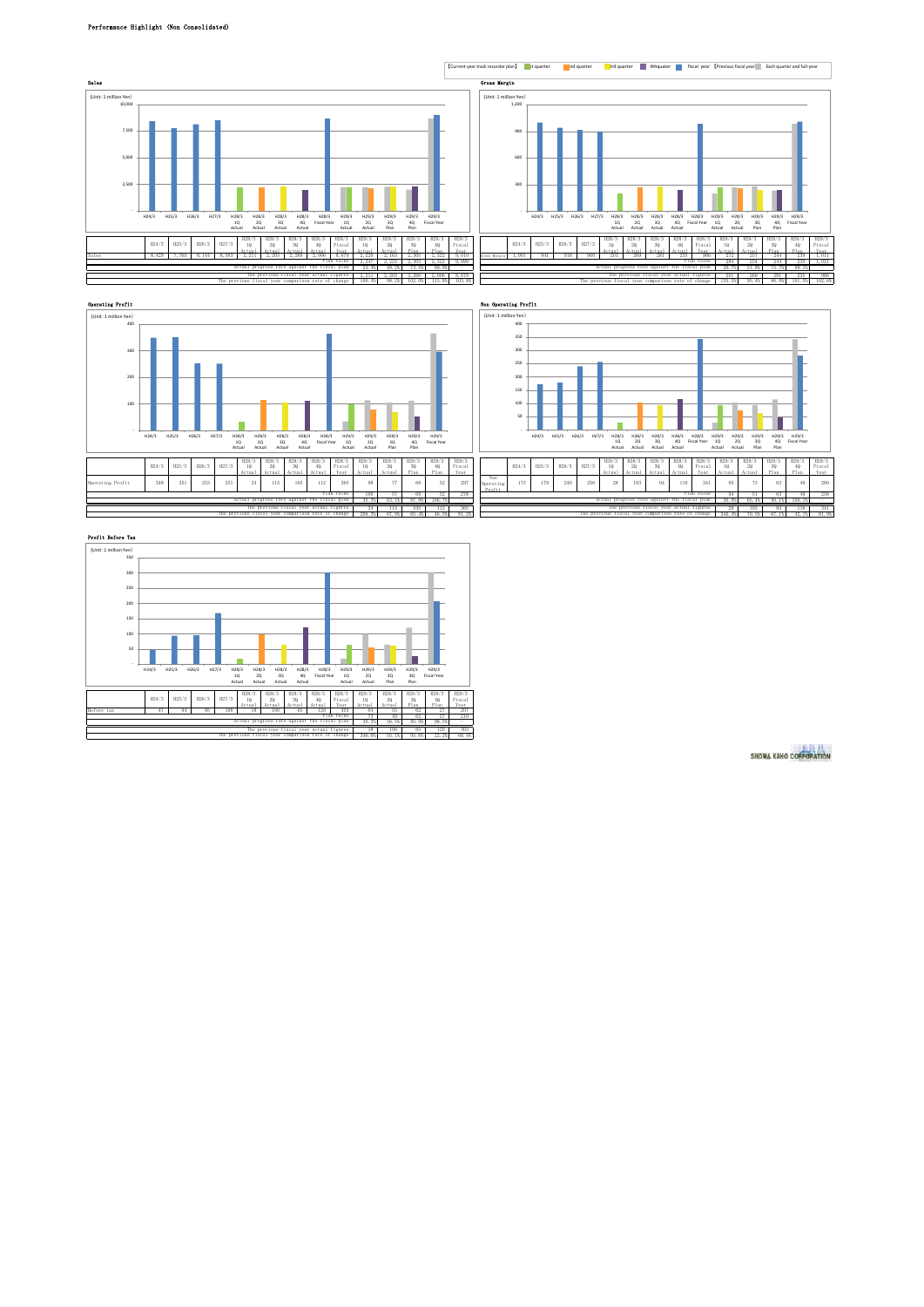# Performance Highlight (Non Consolidated)

【Current year track recordor plan】 1st quarter 2nd quarter 3rd quarter 4thquater fiscal year 【Previous fiscal year】 Each quarter and full-year

## Sales

(Unit: 1 million Yen)

10,000
7,500
5,000
2,500
-

H24/3 H25/3 H26/3 H27/3 H28/3 1Q Actual H28/3 2Q Actual H28/3 3Q Actual H28/3 4Q Actual H28/3 Fiscal Year H29/3 1Q Actual H29/3 2Q Actual H29/3 3Q Plan H29/3 4Q Plan H29/3 Fiscal Year

| | H24/3 | H25/3 | H26/3 | H27/3 | H28/3 1Q Actual | H28/3 2Q Actual | H28/3 3Q Actual | H28/3 4Q Actual | H28/3 Fiscal Year | H29/3 1Q Actual | H29/3 2Q Actual | H29/3 3Q Plan | H29/3 4Q Plan | H29/3 Fiscal Year |
|---|---|---|---|---|---|---|---|---|---|---|---|---|---|---|
| Sales | 8,429 | 7,765 | 8,144 | 8,503 | 2,217 | 2,205 | 2,260 | 2,006 | 8,679 | 2,226 | 2,165 | 2,305 | 2,322 | 9,018 |
| | | | | | | | | Plan value | | 2,247 | 2,221 | 2,305 | 2,322 | 9,099 |
| | | | | | Actual progress rate against the fiscal plan | | | | | 24.7% | 48.2% | 73.5% | 99.0% | |
| | | | | | The previous fiscal year actual figures | | | | | 2,217 | 2,205 | 2,260 | 2,006 | 8,679 |
| | | | | | The previous fiscal year comparison rate of change | | | | | 100.4% | 98.2% | 102.0% | 115.8% | 103.8% |

## Gross Margin

(Unit: 1 million Yen)

1,200
900
600
300
-

H24/3 H25/3 H26/3 H27/3 H28/3 1Q Actual H28/3 2Q Actual H28/3 3Q Actual H28/3 4Q Actual H28/3 Fiscal Year H29/3 1Q Actual H29/3 2Q Actual H29/3 3Q Plan H29/3 4Q Plan H29/3 Fiscal Year

| | H24/3 | H25/3 | H26/3 | H27/3 | H28/3 1Q Actual | H28/3 2Q Actual | H28/3 3Q Actual | H28/3 4Q Actual | H28/3 Fiscal Year | H29/3 1Q Actual | H29/3 2Q Actual | H29/3 3Q Plan | H29/3 4Q Plan | H29/3 Fiscal Year |
|---|---|---|---|---|---|---|---|---|---|---|---|---|---|---|
| Gross Margin | 1,001 | 931 | 910 | 900 | 201 | 269 | 281 | 237 | 990 | 272 | 257 | 244 | 239 | 1,011 |
| | | | | | | | | Plan value | | 284 | 254 | 244 | 239 | 1,021 |
| | | | | | Actual progress rate against the fiscal plan | | | | | 26.7% | 51.8% | 75.7% | 99.1% | |
| | | | | | The previous fiscal year actual figures | | | | | 201 | 269 | 281 | 239 | 990 |
| | | | | | The previous fiscal year comparison rate of change | | | | | 135.5% | 95.4% | 86.8% | 101.1% | 102.0% |

## Operating Profit

(Unit: 1 million Yen)

400
300
200
100
-

H24/3 H25/3 H26/3 H27/3 H28/3 1Q Actual H28/3 2Q Actual H28/3 3Q Actual H28/3 4Q Actual H28/3 Fiscal Year H29/3 1Q Actual H29/3 2Q Actual H29/3 3Q Plan H29/3 4Q Plan H29/3 Fiscal Year

| | H24/3 | H25/3 | H26/3 | H27/3 | H28/3 1Q Actual | H28/3 2Q Actual | H28/3 3Q Actual | H28/3 4Q Actual | H28/3 Fiscal Year | H29/3 1Q Actual | H29/3 2Q Actual | H29/3 3Q Plan | H29/3 4Q Plan | H29/3 Fiscal Year |
|---|---|---|---|---|---|---|---|---|---|---|---|---|---|---|
| Operating Profit | 348 | 351 | 253 | 251 | 34 | 114 | 105 | 112 | 365 | 98 | 77 | 69 | 52 | 297 |
| | | | | | | | | Plan value | | 100 | 57 | 69 | 52 | 278 |
| | | | | | Actual progress rate against the fiscal plan | | | | | 35.3% | 63.1% | 87.9% | 106.7% | |
| | | | | | The previous fiscal year actual figures | | | | | 34 | 114 | 105 | 112 | 365 |
| | | | | | The previous fiscal year comparison rate of change | | | | | 289.3% | 67.9% | 65.4% | 46.5% | 81.2% |

## Non Operating Profit

(Unit: 1 million Yen)

400
350
300
250
200
150
100
50
-

H24/3 H25/3 H26/3 H27/3 H28/3 1Q Actual H28/3 2Q Actual H28/3 3Q Actual H28/3 4Q Actual H28/3 Fiscal Year H29/3 1Q Actual H29/3 2Q Actual H29/3 3Q Plan H29/3 4Q Plan H29/3 Fiscal Year

| | H24/3 | H25/3 | H26/3 | H27/3 | H28/3 1Q Actual | H28/3 2Q Actual | H28/3 3Q Actual | H28/3 4Q Actual | H28/3 Fiscal Year | H29/3 1Q Actual | H29/3 2Q Actual | H29/3 3Q Plan | H29/3 4Q Plan | H29/3 Fiscal Year |
|---|---|---|---|---|---|---|---|---|---|---|---|---|---|---|
| Non Operating Profit | 173 | 179 | 240 | 256 | 28 | 103 | 94 | 116 | 341 | 95 | 73 | 63 | 49 | 280 |
| | | | | | | | | Plan value | | 94 | 51 | 63 | 48 | 256 |
| | | | | | Actual progress rate against the fiscal plan | | | | | 36.9% | 65.4% | 90.1% | 109.3% | |
| | | | | | The previous fiscal year actual figures | | | | | 28 | 103 | 94 | 116 | 341 |
| | | | | | The previous fiscal year comparison rate of change | | | | | 340.0% | 70.8% | 67.1% | 42.1% | 81.9% |

## Profit Before Tax

(Unit: 1 million Yen)

350
300
250
200
150
100
50
-

H24/3 H25/3 H26/3 H27/3 H28/3 1Q Actual H28/3 2Q Actual H28/3 3Q Actual H28/3 4Q Actual H28/3 Fiscal Year H29/3 1Q Actual H29/3 2Q Actual H29/3 3Q Plan H29/3 4Q Plan H29/3 Fiscal Year

| | H24/3 | H25/3 | H26/3 | H27/3 | H28/3 1Q Actual | H28/3 2Q Actual | H28/3 3Q Actual | H28/3 4Q Actual | H28/3 Fiscal Year | H29/3 1Q Actual | H29/3 2Q Actual | H29/3 3Q Plan | H29/3 4Q Plan | H29/3 Fiscal Year |
|---|---|---|---|---|---|---|---|---|---|---|---|---|---|---|
| Before tax | 47 | 94 | 96 | 168 | 18 | 100 | 65 | 120 | 303 | 64 | 55 | 62 | 27 | 207 |
| | | | | | | | | Plan value | | 73 | 49 | 62 | 27 | 210 |
| | | | | | Actual progress rate against the fiscal plan | | | | | 30.3% | 56.5% | 85.9% | 98.5% | |
| | | | | | The previous fiscal year actual figures | | | | | 18 | 100 | 65 | 120 | 303 |
| | | | | | The previous fiscal year comparison rate of change | | | | | 346.0% | 55.1% | 95.6% | 22.2% | 68.4% |

SHOWA KAKO CORPORATION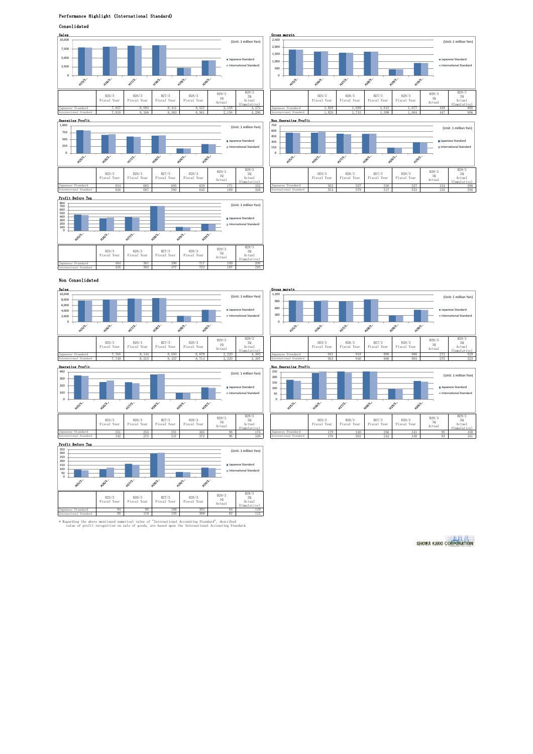# Performance Highlight (International Standard)

## Consolidated

### Sales

(Unit: 1 million Yen)

| | H25/3 Fiscal Year | H26/3 Fiscal Year | H27/3 Fiscal Year | H28/3 Fiscal Year | H29/3 1Q Actual | H29/3 2Q Actual (Cumulative) |
|---|---|---|---|---|---|---|
| Japanese Standard | 7,927 | 8,094 | 8,411 | 8,627 | 2,158 | 4,272 |
| International Standard | 7,910 | 8,166 | 8,363 | 8,561 | 2,158 | 4,286 |

### Gross margin

(Unit: 1 million Yen)

| | H25/3 Fiscal Year | H26/3 Fiscal Year | H27/3 Fiscal Year | H28/3 Fiscal Year | H29/3 1Q Actual | H29/3 2Q Actual (Cumulative) |
|---|---|---|---|---|---|---|
| Japanese Standard | 1,829 | 1,699 | 1,612 | 1,677 | 449 | 892 |
| International Standard | 1,820 | 1,710 | 1,598 | 1,684 | 447 | 886 |

### Operating Profit

(Unit: 1 million Yen)

| | H25/3 Fiscal Year | H26/3 Fiscal Year | H27/3 Fiscal Year | H28/3 Fiscal Year | H29/3 1Q Actual | H29/3 2Q Actual (Cumulative) |
|---|---|---|---|---|---|---|
| Japanese Standard | 834 | 665 | 605 | 639 | 171 | 332 |
| International Standard | 826 | 687 | 592 | 645 | 169 | 326 |

### Non Operating Profit

(Unit: 1 million Yen)

| | H25/3 Fiscal Year | H26/3 Fiscal Year | H27/3 Fiscal Year | H28/3 Fiscal Year | H29/3 1Q Actual | H29/3 2Q Actual (Cumulative) |
|---|---|---|---|---|---|---|
| Japanese Standard | 562 | 557 | 530 | 527 | 154 | 298 |
| International Standard | 554 | 579 | 517 | 533 | 152 | 292 |

### Profit Before Tax

(Unit: 1 million Yen)

| | H25/3 Fiscal Year | H26/3 Fiscal Year | H27/3 Fiscal Year | H28/3 Fiscal Year | H29/3 1Q Actual | H29/3 2Q Actual (Cumulative) |
|---|---|---|---|---|---|---|
| Japanese Standard | 464 | 361 | 390 | 717 | 109 | 200 |
| International Standard | 456 | 383 | 377 | 723 | 107 | 193 |

## Non Consolidated

### Sales

(Unit: 1 million Yen)

| | H25/3 Fiscal Year | H26/3 Fiscal Year | H27/3 Fiscal Year | H28/3 Fiscal Year | H29/3 1Q Actual | H29/3 2Q Actual (Cumulative) |
|---|---|---|---|---|---|---|
| Japanese Standard | 7,765 | 8,144 | 8,503 | 8,679 | 2,220 | 4,383 |
| International Standard | 7,749 | 8,215 | 8,457 | 8,714 | 2,220 | 4,397 |

### Gross margin

(Unit: 1 million Yen)

| | H25/3 Fiscal Year | H26/3 Fiscal Year | H27/3 Fiscal Year | H28/3 Fiscal Year | H29/3 1Q Actual | H29/3 2Q Actual (Cumulative) |
|---|---|---|---|---|---|---|
| Japanese Standard | 941 | 918 | 900 | 986 | 272 | 529 |
| International Standard | 933 | 940 | 886 | 993 | 270 | 523 |

### Operating Profit

(Unit: 1 million Yen)

| | H25/3 Fiscal Year | H26/3 Fiscal Year | H27/3 Fiscal Year | H28/3 Fiscal Year | H29/3 1Q Actual | H29/3 2Q Actual (Cumulative) |
|---|---|---|---|---|---|---|
| Japanese Standard | 351 | 253 | 251 | 365 | 98 | 175 |
| International Standard | 342 | 275 | 237 | 372 | 96 | 169 |

### Non Operating Profit

(Unit: 1 million Yen)

| | H25/3 Fiscal Year | H26/3 Fiscal Year | H27/3 Fiscal Year | H28/3 Fiscal Year | H29/3 1Q Actual | H29/3 2Q Actual (Cumulative) |
|---|---|---|---|---|---|---|
| Japanese Standard | 179 | 240 | 256 | 341 | 95 | 168 |
| International Standard | 170 | 262 | 242 | 348 | 93 | 161 |

### Profit Before Tax

(Unit: 1 million Yen)

| | H25/3 Fiscal Year | H26/3 Fiscal Year | H27/3 Fiscal Year | H28/3 Fiscal Year | H29/3 1Q Actual | H29/3 2Q Actual (Cumulative) |
|---|---|---|---|---|---|---|
| Japanese Standard | 94 | 95 | 168 | 303 | 64 | 119 |
| International Standard | 85 | 118 | 155 | 309 | 62 | 112 |

* Regarding the above mentioned numerical value of "International Accounting Standard", described value of profit recognition on sale of goods, are based upon the International Accounting Standard.

SHOWA KAKO CORPORATION